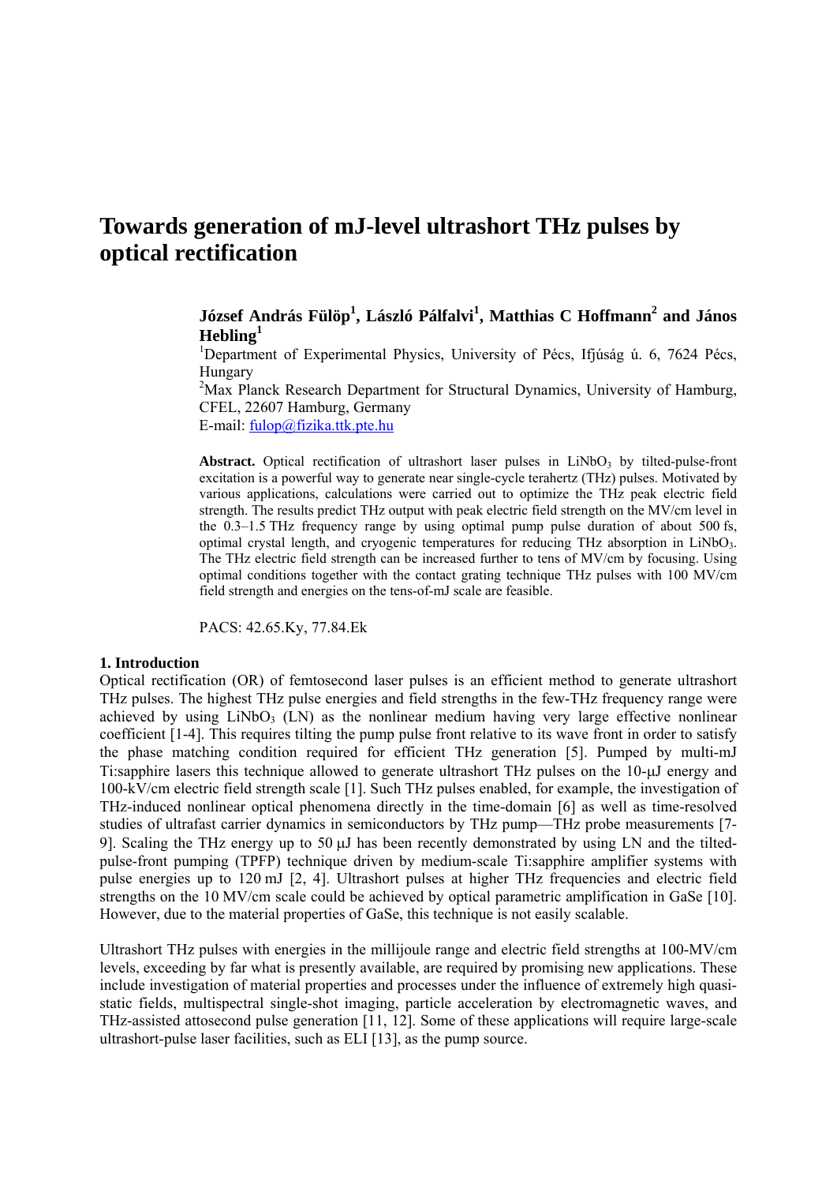# Towards generation of mJ-level ultrashort THz pulses by optical rectification

**József András Fülöp[1], László Pálfalvi[1], Matthias C Hoffmann[2] and János Hebling[1]**

[1]Department of Experimental Physics, University of Pécs, Ifjúság ú. 6, 7624 Pécs, Hungary

[2]Max Planck Research Department for Structural Dynamics, University of Hamburg, CFEL, 22607 Hamburg, Germany

E-mail: fulop@fizika.ttk.pte.hu

**Abstract.** Optical rectification of ultrashort laser pulses in $LiNbO_3$ by tilted-pulse-front excitation is a powerful way to generate near single-cycle terahertz (THz) pulses. Motivated by various applications, calculations were carried out to optimize the THz peak electric field strength. The results predict THz output with peak electric field strength on the MV/cm level in the 0.3–1.5 THz frequency range by using optimal pump pulse duration of about 500 fs, optimal crystal length, and cryogenic temperatures for reducing THz absorption in $LiNbO_3$. The THz electric field strength can be increased further to tens of MV/cm by focusing. Using optimal conditions together with the contact grating technique THz pulses with 100 MV/cm field strength and energies on the tens-of-mJ scale are feasible.

PACS: 42.65.Ky, 77.84.Ek

## 1. Introduction

Optical rectification (OR) of femtosecond laser pulses is an efficient method to generate ultrashort THz pulses. The highest THz pulse energies and field strengths in the few-THz frequency range were achieved by using $LiNbO_3$ (LN) as the nonlinear medium having very large effective nonlinear coefficient [1-4]. This requires tilting the pump pulse front relative to its wave front in order to satisfy the phase matching condition required for efficient THz generation [5]. Pumped by multi-mJ Ti:sapphire lasers this technique allowed to generate ultrashort THz pulses on the 10-μJ energy and 100-kV/cm electric field strength scale [1]. Such THz pulses enabled, for example, the investigation of THz-induced nonlinear optical phenomena directly in the time-domain [6] as well as time-resolved studies of ultrafast carrier dynamics in semiconductors by THz pump—THz probe measurements [7-9]. Scaling the THz energy up to 50 μJ has been recently demonstrated by using LN and the tilted-pulse-front pumping (TPFP) technique driven by medium-scale Ti:sapphire amplifier systems with pulse energies up to 120 mJ [2, 4]. Ultrashort pulses at higher THz frequencies and electric field strengths on the 10 MV/cm scale could be achieved by optical parametric amplification in GaSe [10]. However, due to the material properties of GaSe, this technique is not easily scalable.

Ultrashort THz pulses with energies in the millijoule range and electric field strengths at 100-MV/cm levels, exceeding by far what is presently available, are required by promising new applications. These include investigation of material properties and processes under the influence of extremely high quasi-static fields, multispectral single-shot imaging, particle acceleration by electromagnetic waves, and THz-assisted attosecond pulse generation [11, 12]. Some of these applications will require large-scale ultrashort-pulse laser facilities, such as ELI [13], as the pump source.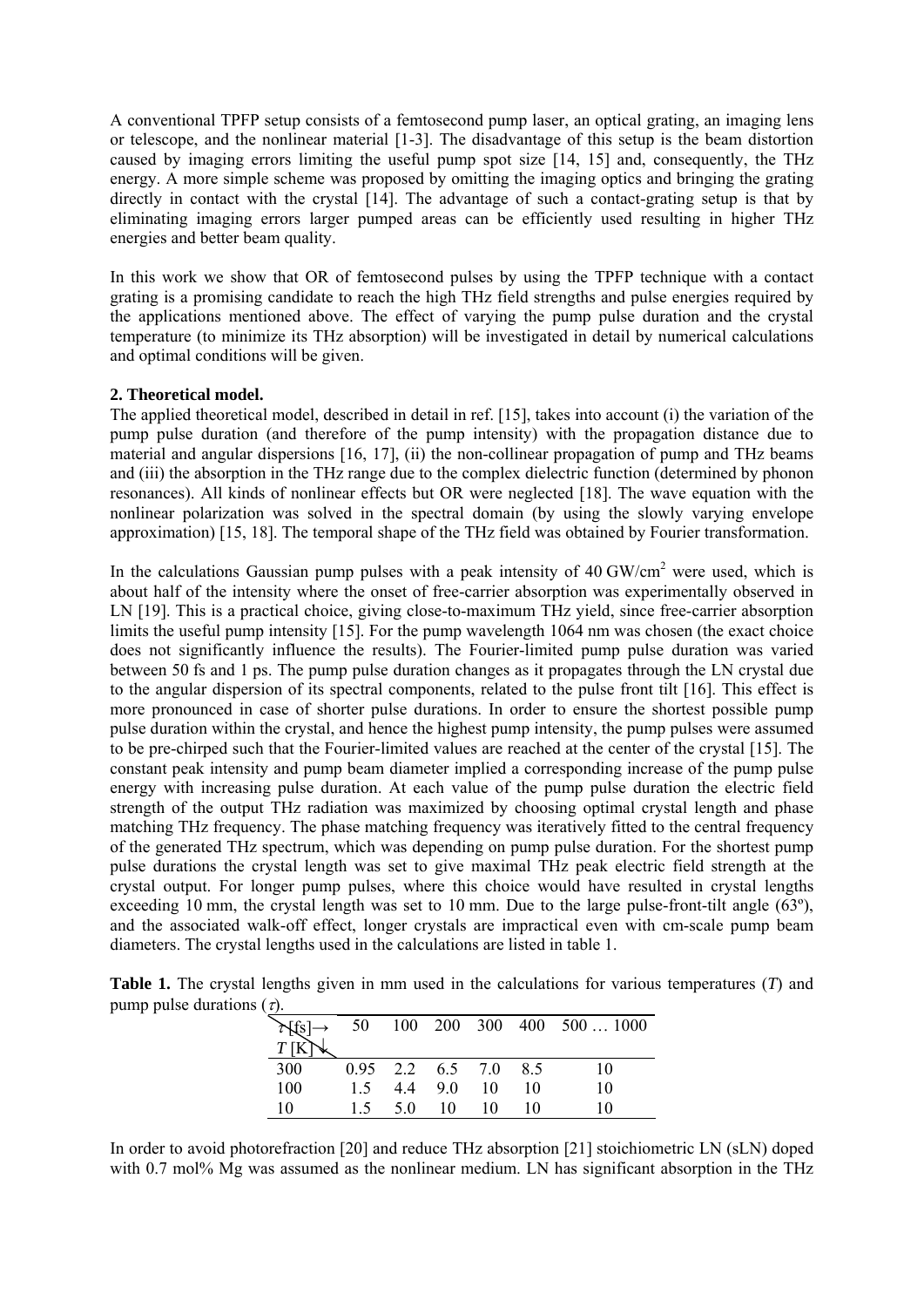A conventional TPFP setup consists of a femtosecond pump laser, an optical grating, an imaging lens or telescope, and the nonlinear material [1-3]. The disadvantage of this setup is the beam distortion caused by imaging errors limiting the useful pump spot size [14, 15] and, consequently, the THz energy. A more simple scheme was proposed by omitting the imaging optics and bringing the grating directly in contact with the crystal [14]. The advantage of such a contact-grating setup is that by eliminating imaging errors larger pumped areas can be efficiently used resulting in higher THz energies and better beam quality.

In this work we show that OR of femtosecond pulses by using the TPFP technique with a contact grating is a promising candidate to reach the high THz field strengths and pulse energies required by the applications mentioned above. The effect of varying the pump pulse duration and the crystal temperature (to minimize its THz absorption) will be investigated in detail by numerical calculations and optimal conditions will be given.

## 2. Theoretical model.

The applied theoretical model, described in detail in ref. [15], takes into account (i) the variation of the pump pulse duration (and therefore of the pump intensity) with the propagation distance due to material and angular dispersions [16, 17], (ii) the non-collinear propagation of pump and THz beams and (iii) the absorption in the THz range due to the complex dielectric function (determined by phonon resonances). All kinds of nonlinear effects but OR were neglected [18]. The wave equation with the nonlinear polarization was solved in the spectral domain (by using the slowly varying envelope approximation) [15, 18]. The temporal shape of the THz field was obtained by Fourier transformation.

In the calculations Gaussian pump pulses with a peak intensity of 40 GW/cm$^2$ were used, which is about half of the intensity where the onset of free-carrier absorption was experimentally observed in LN [19]. This is a practical choice, giving close-to-maximum THz yield, since free-carrier absorption limits the useful pump intensity [15]. For the pump wavelength 1064 nm was chosen (the exact choice does not significantly influence the results). The Fourier-limited pump pulse duration was varied between 50 fs and 1 ps. The pump pulse duration changes as it propagates through the LN crystal due to the angular dispersion of its spectral components, related to the pulse front tilt [16]. This effect is more pronounced in case of shorter pulse durations. In order to ensure the shortest possible pump pulse duration within the crystal, and hence the highest pump intensity, the pump pulses were assumed to be pre-chirped such that the Fourier-limited values are reached at the center of the crystal [15]. The constant peak intensity and pump beam diameter implied a corresponding increase of the pump pulse energy with increasing pulse duration. At each value of the pump pulse duration the electric field strength of the output THz radiation was maximized by choosing optimal crystal length and phase matching THz frequency. The phase matching frequency was iteratively fitted to the central frequency of the generated THz spectrum, which was depending on pump pulse duration. For the shortest pump pulse durations the crystal length was set to give maximal THz peak electric field strength at the crystal output. For longer pump pulses, where this choice would have resulted in crystal lengths exceeding 10 mm, the crystal length was set to 10 mm. Due to the large pulse-front-tilt angle (63º), and the associated walk-off effect, longer crystals are impractical even with cm-scale pump beam diameters. The crystal lengths used in the calculations are listed in table 1.

**Table 1.** The crystal lengths given in mm used in the calculations for various temperatures ($T$) and pump pulse durations ($\tau$).

| $\tau$ [fs]→ / $T$ [K]↓ | 50 | 100 | 200 | 300 | 400 | 500 … 1000 |
|---|---|---|---|---|---|---|
| 300 | 0.95 | 2.2 | 6.5 | 7.0 | 8.5 | 10 |
| 100 | 1.5 | 4.4 | 9.0 | 10 | 10 | 10 |
| 10 | 1.5 | 5.0 | 10 | 10 | 10 | 10 |

In order to avoid photorefraction [20] and reduce THz absorption [21] stoichiometric LN (sLN) doped with 0.7 mol% Mg was assumed as the nonlinear medium. LN has significant absorption in the THz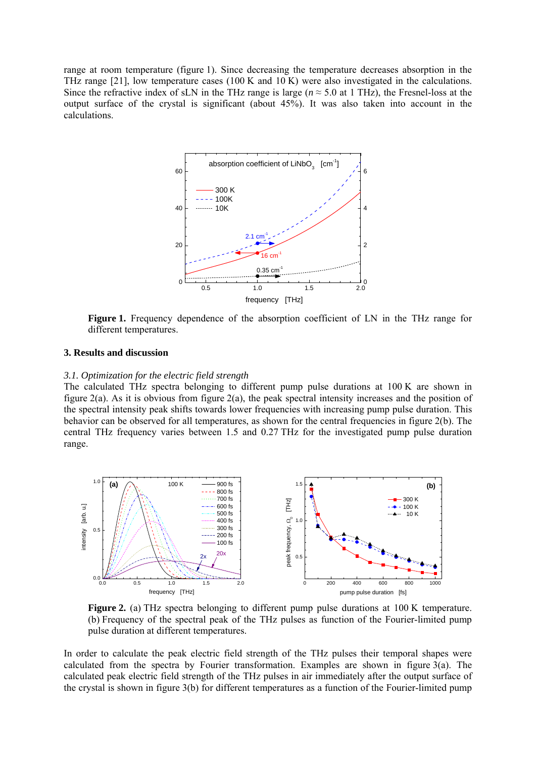range at room temperature (figure 1). Since decreasing the temperature decreases absorption in the THz range [21], low temperature cases (100 K and 10 K) were also investigated in the calculations. Since the refractive index of sLN in the THz range is large ($n \approx 5.0$ at 1 THz), the Fresnel-loss at the output surface of the crystal is significant (about 45%). It was also taken into account in the calculations.

**Figure 1.** Frequency dependence of the absorption coefficient of LN in the THz range for different temperatures.

## 3. Results and discussion

### *3.1. Optimization for the electric field strength*

The calculated THz spectra belonging to different pump pulse durations at 100 K are shown in figure 2(a). As it is obvious from figure 2(a), the peak spectral intensity increases and the position of the spectral intensity peak shifts towards lower frequencies with increasing pump pulse duration. This behavior can be observed for all temperatures, as shown for the central frequencies in figure 2(b). The central THz frequency varies between 1.5 and 0.27 THz for the investigated pump pulse duration range.

**Figure 2.** (a) THz spectra belonging to different pump pulse durations at 100 K temperature. (b) Frequency of the spectral peak of the THz pulses as function of the Fourier-limited pump pulse duration at different temperatures.

In order to calculate the peak electric field strength of the THz pulses their temporal shapes were calculated from the spectra by Fourier transformation. Examples are shown in figure 3(a). The calculated peak electric field strength of the THz pulses in air immediately after the output surface of the crystal is shown in figure 3(b) for different temperatures as a function of the Fourier-limited pump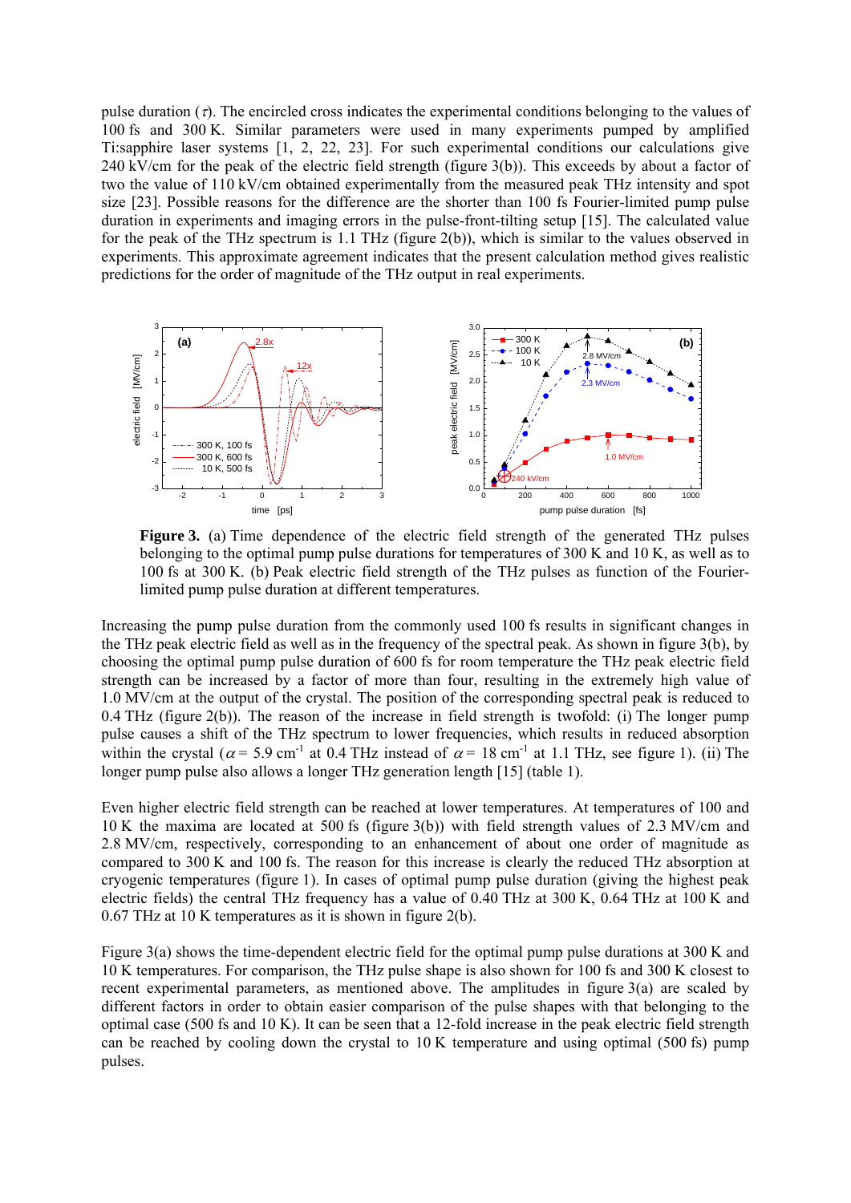pulse duration ($\tau$). The encircled cross indicates the experimental conditions belonging to the values of 100 fs and 300 K. Similar parameters were used in many experiments pumped by amplified Ti:sapphire laser systems [1, 2, 22, 23]. For such experimental conditions our calculations give 240 kV/cm for the peak of the electric field strength (figure 3(b)). This exceeds by about a factor of two the value of 110 kV/cm obtained experimentally from the measured peak THz intensity and spot size [23]. Possible reasons for the difference are the shorter than 100 fs Fourier-limited pump pulse duration in experiments and imaging errors in the pulse-front-tilting setup [15]. The calculated value for the peak of the THz spectrum is 1.1 THz (figure 2(b)), which is similar to the values observed in experiments. This approximate agreement indicates that the present calculation method gives realistic predictions for the order of magnitude of the THz output in real experiments.

**Figure 3.** (a) Time dependence of the electric field strength of the generated THz pulses belonging to the optimal pump pulse durations for temperatures of 300 K and 10 K, as well as to 100 fs at 300 K. (b) Peak electric field strength of the THz pulses as function of the Fourier-limited pump pulse duration at different temperatures.

Increasing the pump pulse duration from the commonly used 100 fs results in significant changes in the THz peak electric field as well as in the frequency of the spectral peak. As shown in figure 3(b), by choosing the optimal pump pulse duration of 600 fs for room temperature the THz peak electric field strength can be increased by a factor of more than four, resulting in the extremely high value of 1.0 MV/cm at the output of the crystal. The position of the corresponding spectral peak is reduced to 0.4 THz (figure 2(b)). The reason of the increase in field strength is twofold: (i) The longer pump pulse causes a shift of the THz spectrum to lower frequencies, which results in reduced absorption within the crystal ($\alpha = 5.9$ cm$^{-1}$ at 0.4 THz instead of $\alpha = 18$ cm$^{-1}$ at 1.1 THz, see figure 1). (ii) The longer pump pulse also allows a longer THz generation length [15] (table 1).

Even higher electric field strength can be reached at lower temperatures. At temperatures of 100 and 10 K the maxima are located at 500 fs (figure 3(b)) with field strength values of 2.3 MV/cm and 2.8 MV/cm, respectively, corresponding to an enhancement of about one order of magnitude as compared to 300 K and 100 fs. The reason for this increase is clearly the reduced THz absorption at cryogenic temperatures (figure 1). In cases of optimal pump pulse duration (giving the highest peak electric fields) the central THz frequency has a value of 0.40 THz at 300 K, 0.64 THz at 100 K and 0.67 THz at 10 K temperatures as it is shown in figure 2(b).

Figure 3(a) shows the time-dependent electric field for the optimal pump pulse durations at 300 K and 10 K temperatures. For comparison, the THz pulse shape is also shown for 100 fs and 300 K closest to recent experimental parameters, as mentioned above. The amplitudes in figure 3(a) are scaled by different factors in order to obtain easier comparison of the pulse shapes with that belonging to the optimal case (500 fs and 10 K). It can be seen that a 12-fold increase in the peak electric field strength can be reached by cooling down the crystal to 10 K temperature and using optimal (500 fs) pump pulses.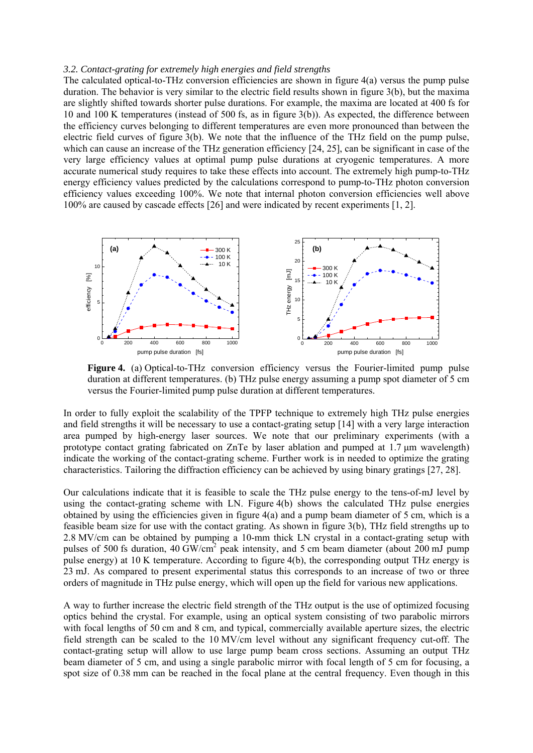*3.2. Contact-grating for extremely high energies and field strengths*

The calculated optical-to-THz conversion efficiencies are shown in figure 4(a) versus the pump pulse duration. The behavior is very similar to the electric field results shown in figure 3(b), but the maxima are slightly shifted towards shorter pulse durations. For example, the maxima are located at 400 fs for 10 and 100 K temperatures (instead of 500 fs, as in figure 3(b)). As expected, the difference between the efficiency curves belonging to different temperatures are even more pronounced than between the electric field curves of figure 3(b). We note that the influence of the THz field on the pump pulse, which can cause an increase of the THz generation efficiency [24, 25], can be significant in case of the very large efficiency values at optimal pump pulse durations at cryogenic temperatures. A more accurate numerical study requires to take these effects into account. The extremely high pump-to-THz energy efficiency values predicted by the calculations correspond to pump-to-THz photon conversion efficiency values exceeding 100%. We note that internal photon conversion efficiencies well above 100% are caused by cascade effects [26] and were indicated by recent experiments [1, 2].

**Figure 4.** (a) Optical-to-THz conversion efficiency versus the Fourier-limited pump pulse duration at different temperatures. (b) THz pulse energy assuming a pump spot diameter of 5 cm versus the Fourier-limited pump pulse duration at different temperatures.

In order to fully exploit the scalability of the TPFP technique to extremely high THz pulse energies and field strengths it will be necessary to use a contact-grating setup [14] with a very large interaction area pumped by high-energy laser sources. We note that our preliminary experiments (with a prototype contact grating fabricated on ZnTe by laser ablation and pumped at 1.7 μm wavelength) indicate the working of the contact-grating scheme. Further work is in needed to optimize the grating characteristics. Tailoring the diffraction efficiency can be achieved by using binary gratings [27, 28].

Our calculations indicate that it is feasible to scale the THz pulse energy to the tens-of-mJ level by using the contact-grating scheme with LN. Figure 4(b) shows the calculated THz pulse energies obtained by using the efficiencies given in figure 4(a) and a pump beam diameter of 5 cm, which is a feasible beam size for use with the contact grating. As shown in figure 3(b), THz field strengths up to 2.8 MV/cm can be obtained by pumping a 10-mm thick LN crystal in a contact-grating setup with pulses of 500 fs duration, 40 GW/cm$^2$ peak intensity, and 5 cm beam diameter (about 200 mJ pump pulse energy) at 10 K temperature. According to figure 4(b), the corresponding output THz energy is 23 mJ. As compared to present experimental status this corresponds to an increase of two or three orders of magnitude in THz pulse energy, which will open up the field for various new applications.

A way to further increase the electric field strength of the THz output is the use of optimized focusing optics behind the crystal. For example, using an optical system consisting of two parabolic mirrors with focal lengths of 50 cm and 8 cm, and typical, commercially available aperture sizes, the electric field strength can be scaled to the 10 MV/cm level without any significant frequency cut-off. The contact-grating setup will allow to use large pump beam cross sections. Assuming an output THz beam diameter of 5 cm, and using a single parabolic mirror with focal length of 5 cm for focusing, a spot size of 0.38 mm can be reached in the focal plane at the central frequency. Even though in this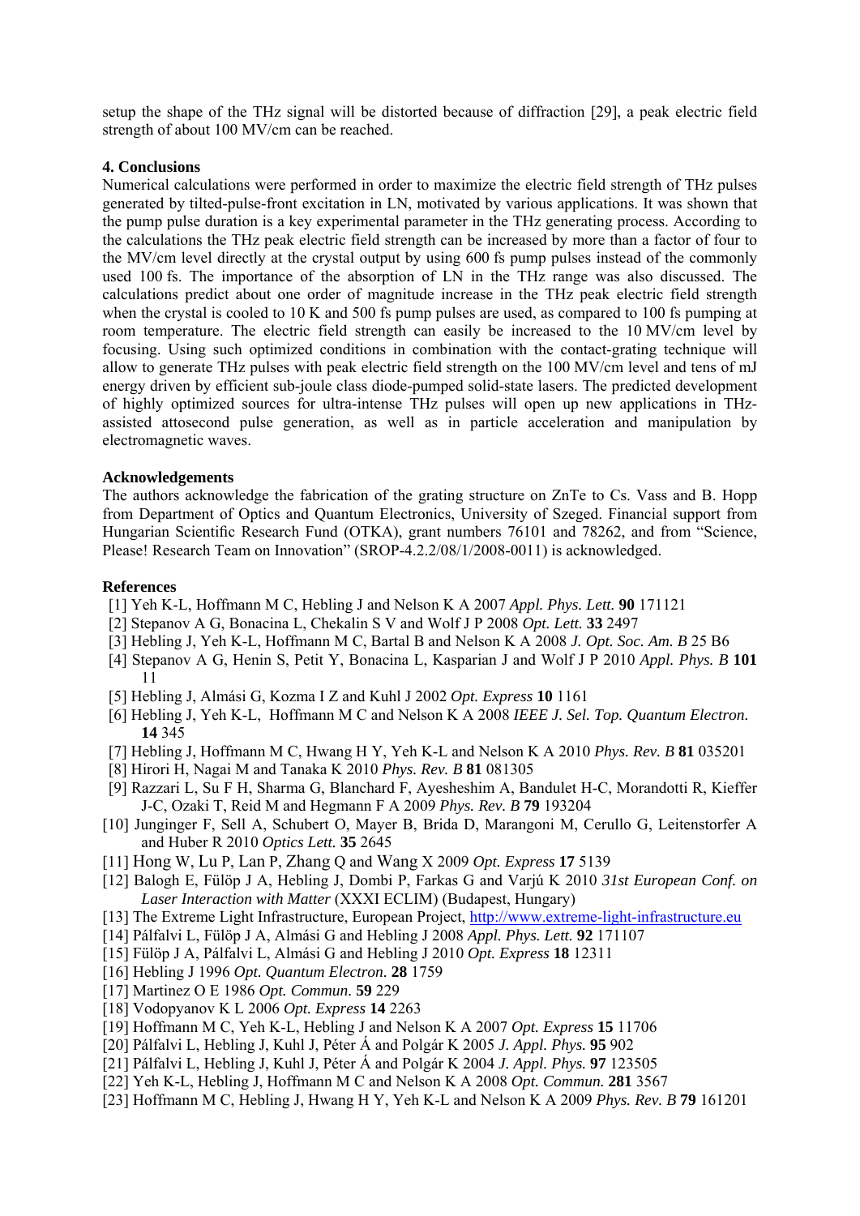setup the shape of the THz signal will be distorted because of diffraction [29], a peak electric field strength of about 100 MV/cm can be reached.

## 4. Conclusions

Numerical calculations were performed in order to maximize the electric field strength of THz pulses generated by tilted-pulse-front excitation in LN, motivated by various applications. It was shown that the pump pulse duration is a key experimental parameter in the THz generating process. According to the calculations the THz peak electric field strength can be increased by more than a factor of four to the MV/cm level directly at the crystal output by using 600 fs pump pulses instead of the commonly used 100 fs. The importance of the absorption of LN in the THz range was also discussed. The calculations predict about one order of magnitude increase in the THz peak electric field strength when the crystal is cooled to 10 K and 500 fs pump pulses are used, as compared to 100 fs pumping at room temperature. The electric field strength can easily be increased to the 10 MV/cm level by focusing. Using such optimized conditions in combination with the contact-grating technique will allow to generate THz pulses with peak electric field strength on the 100 MV/cm level and tens of mJ energy driven by efficient sub-joule class diode-pumped solid-state lasers. The predicted development of highly optimized sources for ultra-intense THz pulses will open up new applications in THz-assisted attosecond pulse generation, as well as in particle acceleration and manipulation by electromagnetic waves.

## Acknowledgements

The authors acknowledge the fabrication of the grating structure on ZnTe to Cs. Vass and B. Hopp from Department of Optics and Quantum Electronics, University of Szeged. Financial support from Hungarian Scientific Research Fund (OTKA), grant numbers 76101 and 78262, and from "Science, Please! Research Team on Innovation" (SROP-4.2.2/08/1/2008-0011) is acknowledged.

## References

[1] Yeh K-L, Hoffmann M C, Hebling J and Nelson K A 2007 *Appl. Phys. Lett.* **90** 171121
[2] Stepanov A G, Bonacina L, Chekalin S V and Wolf J P 2008 *Opt. Lett.* **33** 2497
[3] Hebling J, Yeh K-L, Hoffmann M C, Bartal B and Nelson K A 2008 *J. Opt. Soc. Am. B* 25 B6
[4] Stepanov A G, Henin S, Petit Y, Bonacina L, Kasparian J and Wolf J P 2010 *Appl. Phys. B* **101** 11
[5] Hebling J, Almási G, Kozma I Z and Kuhl J 2002 *Opt. Express* **10** 1161
[6] Hebling J, Yeh K-L, Hoffmann M C and Nelson K A 2008 *IEEE J. Sel. Top. Quantum Electron.* **14** 345
[7] Hebling J, Hoffmann M C, Hwang H Y, Yeh K-L and Nelson K A 2010 *Phys. Rev. B* **81** 035201
[8] Hirori H, Nagai M and Tanaka K 2010 *Phys. Rev. B* **81** 081305
[9] Razzari L, Su F H, Sharma G, Blanchard F, Ayesheshim A, Bandulet H-C, Morandotti R, Kieffer J-C, Ozaki T, Reid M and Hegmann F A 2009 *Phys. Rev. B* **79** 193204
[10] Junginger F, Sell A, Schubert O, Mayer B, Brida D, Marangoni M, Cerullo G, Leitenstorfer A and Huber R 2010 *Optics Lett.* **35** 2645
[11] Hong W, Lu P, Lan P, Zhang Q and Wang X 2009 *Opt. Express* **17** 5139
[12] Balogh E, Fülöp J A, Hebling J, Dombi P, Farkas G and Varjú K 2010 *31st European Conf. on Laser Interaction with Matter* (XXXI ECLIM) (Budapest, Hungary)
[13] The Extreme Light Infrastructure, European Project, http://www.extreme-light-infrastructure.eu
[14] Pálfalvi L, Fülöp J A, Almási G and Hebling J 2008 *Appl. Phys. Lett.* **92** 171107
[15] Fülöp J A, Pálfalvi L, Almási G and Hebling J 2010 *Opt. Express* **18** 12311
[16] Hebling J 1996 *Opt. Quantum Electron.* **28** 1759
[17] Martinez O E 1986 *Opt. Commun.* **59** 229
[18] Vodopyanov K L 2006 *Opt. Express* **14** 2263
[19] Hoffmann M C, Yeh K-L, Hebling J and Nelson K A 2007 *Opt. Express* **15** 11706
[20] Pálfalvi L, Hebling J, Kuhl J, Péter Á and Polgár K 2005 *J. Appl. Phys.* **95** 902
[21] Pálfalvi L, Hebling J, Kuhl J, Péter Á and Polgár K 2004 *J. Appl. Phys.* **97** 123505
[22] Yeh K-L, Hebling J, Hoffmann M C and Nelson K A 2008 *Opt. Commun.* **281** 3567
[23] Hoffmann M C, Hebling J, Hwang H Y, Yeh K-L and Nelson K A 2009 *Phys. Rev. B* **79** 161201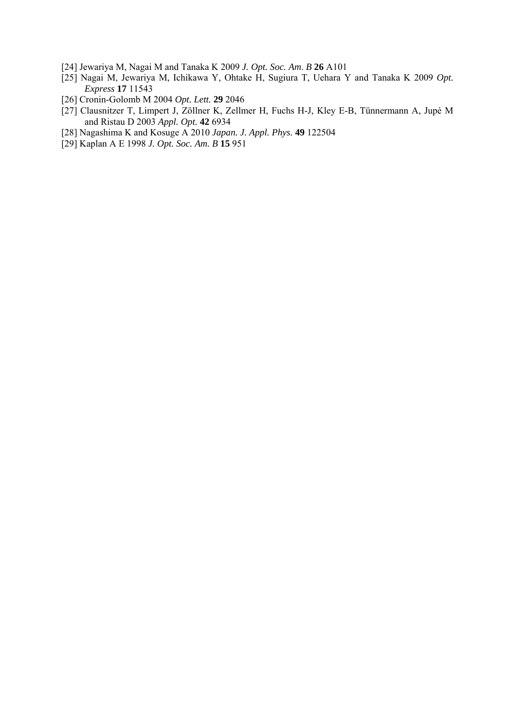[24] Jewariya M, Nagai M and Tanaka K 2009 *J. Opt. Soc. Am. B* **26** A101

[25] Nagai M, Jewariya M, Ichikawa Y, Ohtake H, Sugiura T, Uehara Y and Tanaka K 2009 *Opt. Express* **17** 11543

[26] Cronin-Golomb M 2004 *Opt. Lett.* **29** 2046

[27] Clausnitzer T, Limpert J, Zöllner K, Zellmer H, Fuchs H-J, Kley E-B, Tünnermann A, Jupé M and Ristau D 2003 *Appl. Opt.* **42** 6934

[28] Nagashima K and Kosuge A 2010 *Japan. J. Appl. Phys.* **49** 122504

[29] Kaplan A E 1998 *J. Opt. Soc. Am. B* **15** 951